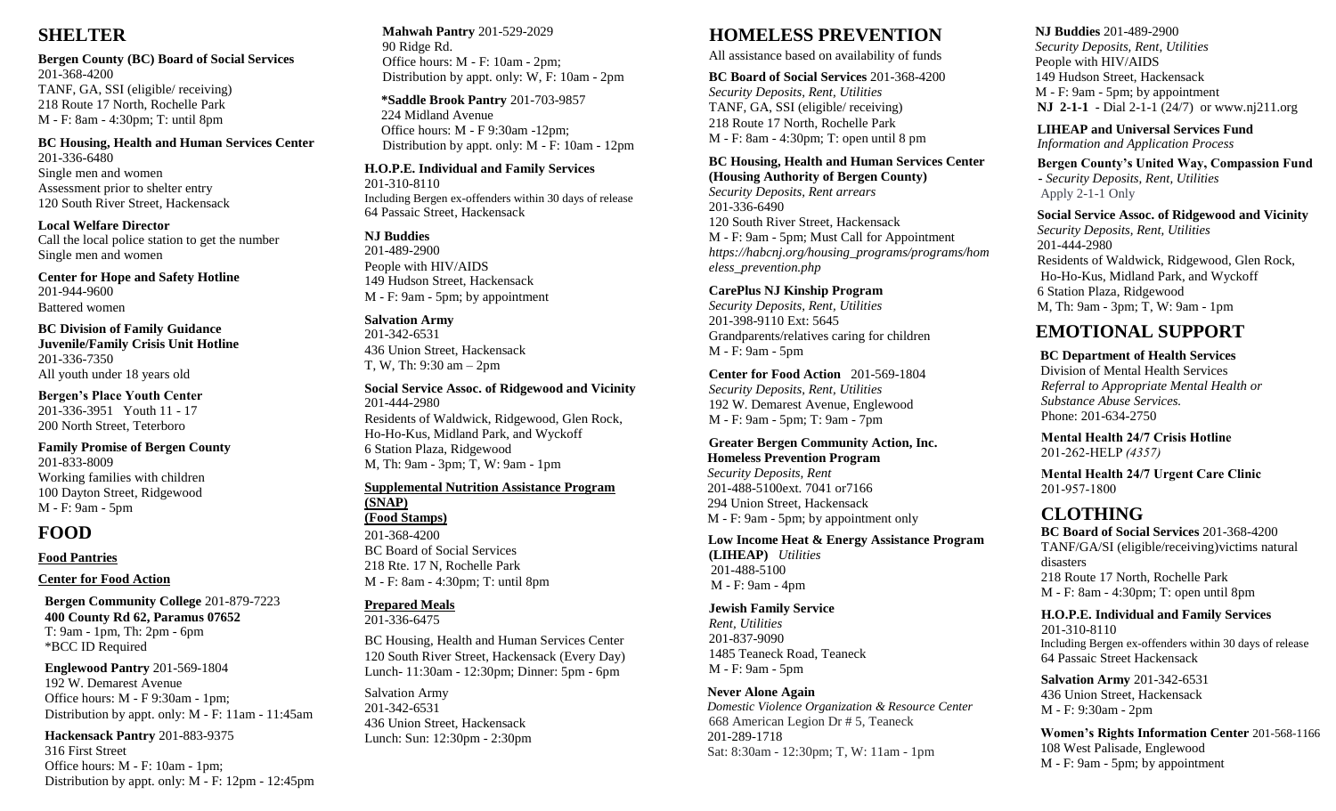## SHELTER

**Bergen County (BC) Board of Social Services**
201-368-4200
TANF, GA, SSI (eligible/ receiving)
218 Route 17 North, Rochelle Park
M - F: 8am - 4:30pm; T: until 8pm

**BC Housing, Health and Human Services Center**
201-336-6480
Single men and women
Assessment prior to shelter entry
120 South River Street, Hackensack

**Local Welfare Director**
Call the local police station to get the number
Single men and women

**Center for Hope and Safety Hotline**
201-944-9600
Battered women

**BC Division of Family Guidance**
**Juvenile/Family Crisis Unit Hotline**
201-336-7350
All youth under 18 years old

**Bergen's Place Youth Center**
201-336-3951 Youth 11 - 17
200 North Street, Teterboro

**Family Promise of Bergen County**
201-833-8009
Working families with children
100 Dayton Street, Ridgewood
M - F: 9am - 5pm

## FOOD

**Food Pantries**

**Center for Food Action**

**Bergen Community College** 201-879-7223
**400 County Rd 62, Paramus 07652**
T: 9am - 1pm, Th: 2pm - 6pm
*BCC ID Required

**Englewood Pantry** 201-569-1804
192 W. Demarest Avenue
Office hours: M - F 9:30am - 1pm;
Distribution by appt. only: M - F: 11am - 11:45am

**Hackensack Pantry** 201-883-9375
316 First Street
Office hours: M - F: 10am - 1pm;
Distribution by appt. only: M - F: 12pm - 12:45pm

**Mahwah Pantry** 201-529-2029
90 Ridge Rd.
Office hours: M - F: 10am - 2pm;
Distribution by appt. only: W, F: 10am - 2pm

**\*Saddle Brook Pantry** 201-703-9857
224 Midland Avenue
Office hours: M - F 9:30am -12pm;
Distribution by appt. only: M - F: 10am - 12pm

**H.O.P.E. Individual and Family Services**
201-310-8110
Including Bergen ex-offenders within 30 days of release
64 Passaic Street, Hackensack

**NJ Buddies**
201-489-2900
People with HIV/AIDS
149 Hudson Street, Hackensack
M - F: 9am - 5pm; by appointment

**Salvation Army**
201-342-6531
436 Union Street, Hackensack
T, W, Th: 9:30 am – 2pm

**Social Service Assoc. of Ridgewood and Vicinity**
201-444-2980
Residents of Waldwick, Ridgewood, Glen Rock, Ho-Ho-Kus, Midland Park, and Wyckoff
6 Station Plaza, Ridgewood
M, Th: 9am - 3pm; T, W: 9am - 1pm

**Supplemental Nutrition Assistance Program (SNAP)**
**(Food Stamps)**
201-368-4200
BC Board of Social Services
218 Rte. 17 N, Rochelle Park
M - F: 8am - 4:30pm; T: until 8pm

**Prepared Meals**
201-336-6475

BC Housing, Health and Human Services Center
120 South River Street, Hackensack (Every Day)
Lunch- 11:30am - 12:30pm; Dinner: 5pm - 6pm

Salvation Army
201-342-6531
436 Union Street, Hackensack
Lunch: Sun: 12:30pm - 2:30pm

## HOMELESS PREVENTION

All assistance based on availability of funds

**BC Board of Social Services** 201-368-4200
*Security Deposits, Rent, Utilities*
TANF, GA, SSI (eligible/ receiving)
218 Route 17 North, Rochelle Park
M - F: 8am - 4:30pm; T: open until 8 pm

**BC Housing, Health and Human Services Center (Housing Authority of Bergen County)**
*Security Deposits, Rent arrears*
201-336-6490
120 South River Street, Hackensack
M - F: 9am - 5pm; Must Call for Appointment
*https://habcnj.org/housing_programs/programs/homeless_prevention.php*

**CarePlus NJ Kinship Program**
*Security Deposits, Rent, Utilities*
201-398-9110 Ext: 5645
Grandparents/relatives caring for children
M - F: 9am - 5pm

**Center for Food Action** 201-569-1804
*Security Deposits, Rent, Utilities*
192 W. Demarest Avenue, Englewood
M - F: 9am - 5pm; T: 9am - 7pm

**Greater Bergen Community Action, Inc.**
**Homeless Prevention Program**
*Security Deposits, Rent*
201-488-5100ext. 7041 or7166
294 Union Street, Hackensack
M - F: 9am - 5pm; by appointment only

**Low Income Heat & Energy Assistance Program (LIHEAP)** *Utilities*
201-488-5100
M - F: 9am - 4pm

**Jewish Family Service**
*Rent, Utilities*
201-837-9090
1485 Teaneck Road, Teaneck
M - F: 9am - 5pm

**Never Alone Again**
*Domestic Violence Organization & Resource Center*
668 American Legion Dr # 5, Teaneck
201-289-1718
Sat: 8:30am - 12:30pm; T, W: 11am - 1pm

**NJ Buddies** 201-489-2900
*Security Deposits, Rent, Utilities*
People with HIV/AIDS
149 Hudson Street, Hackensack
M - F: 9am - 5pm; by appointment
**NJ 2-1-1** - Dial 2-1-1 (24/7) or www.nj211.org

**LIHEAP and Universal Services Fund**
*Information and Application Process*

**Bergen County's United Way, Compassion Fund** - *Security Deposits, Rent, Utilities*
Apply 2-1-1 Only

**Social Service Assoc. of Ridgewood and Vicinity**
*Security Deposits, Rent, Utilities*
201-444-2980
Residents of Waldwick, Ridgewood, Glen Rock, Ho-Ho-Kus, Midland Park, and Wyckoff
6 Station Plaza, Ridgewood
M, Th: 9am - 3pm; T, W: 9am - 1pm

## EMOTIONAL SUPPORT

**BC Department of Health Services**
Division of Mental Health Services
*Referral to Appropriate Mental Health or Substance Abuse Services.*
Phone: 201-634-2750

**Mental Health 24/7 Crisis Hotline**
201-262-HELP *(4357)*

**Mental Health 24/7 Urgent Care Clinic**
201-957-1800

## CLOTHING

**BC Board of Social Services** 201-368-4200
TANF/GA/SI (eligible/receiving)victims natural disasters
218 Route 17 North, Rochelle Park
M - F: 8am - 4:30pm; T: open until 8pm

**H.O.P.E. Individual and Family Services**
201-310-8110
Including Bergen ex-offenders within 30 days of release
64 Passaic Street Hackensack

**Salvation Army** 201-342-6531
436 Union Street, Hackensack
M - F: 9:30am - 2pm

**Women's Rights Information Center** 201-568-1166
108 West Palisade, Englewood
M - F: 9am - 5pm; by appointment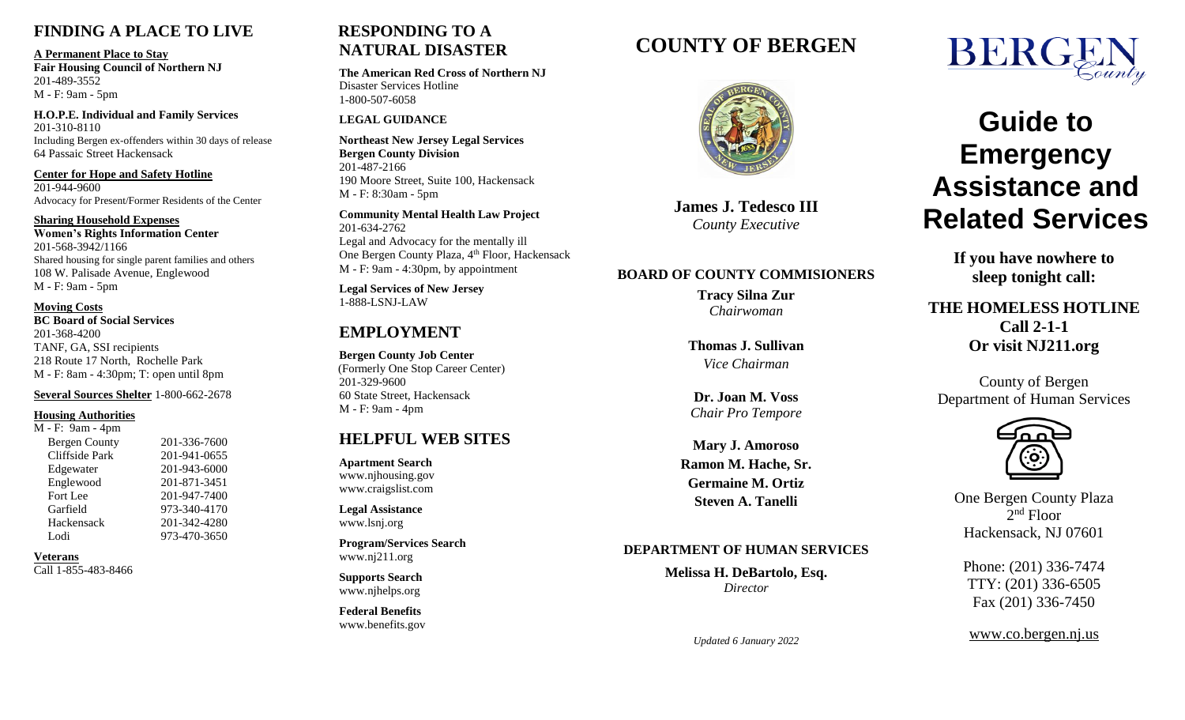## FINDING A PLACE TO LIVE

**A Permanent Place to Stay**
**Fair Housing Council of Northern NJ**
201-489-3552
M - F: 9am - 5pm

**H.O.P.E. Individual and Family Services**
201-310-8110
Including Bergen ex-offenders within 30 days of release
64 Passaic Street Hackensack

**Center for Hope and Safety Hotline**
201-944-9600
Advocacy for Present/Former Residents of the Center

**Sharing Household Expenses**
**Women's Rights Information Center**
201-568-3942/1166
Shared housing for single parent families and others
108 W. Palisade Avenue, Englewood
M - F: 9am - 5pm

**Moving Costs**
**BC Board of Social Services**
201-368-4200
TANF, GA, SSI recipients
218 Route 17 North, Rochelle Park
M - F: 8am - 4:30pm; T: open until 8pm

**Several Sources Shelter** 1-800-662-2678

**Housing Authorities**
M - F: 9am - 4pm

| | |
|---|---|
| Bergen County | 201-336-7600 |
| Cliffside Park | 201-941-0655 |
| Edgewater | 201-943-6000 |
| Englewood | 201-871-3451 |
| Fort Lee | 201-947-7400 |
| Garfield | 973-340-4170 |
| Hackensack | 201-342-4280 |
| Lodi | 973-470-3650 |

**Veterans**
Call 1-855-483-8466

## RESPONDING TO A NATURAL DISASTER

**The American Red Cross of Northern NJ**
Disaster Services Hotline
1-800-507-6058

**LEGAL GUIDANCE**

**Northeast New Jersey Legal Services**
**Bergen County Division**
201-487-2166
190 Moore Street, Suite 100, Hackensack
M - F: 8:30am - 5pm

**Community Mental Health Law Project**
201-634-2762
Legal and Advocacy for the mentally ill
One Bergen County Plaza, 4th Floor, Hackensack
M - F: 9am - 4:30pm, by appointment

**Legal Services of New Jersey**
1-888-LSNJ-LAW

## EMPLOYMENT

**Bergen County Job Center**
(Formerly One Stop Career Center)
201-329-9600
60 State Street, Hackensack
M - F: 9am - 4pm

## HELPFUL WEB SITES

**Apartment Search**
www.njhousing.gov
www.craigslist.com

**Legal Assistance**
www.lsnj.org

**Program/Services Search**
www.nj211.org

**Supports Search**
www.njhelps.org

**Federal Benefits**
www.benefits.gov

# COUNTY OF BERGEN

**James J. Tedesco III**
*County Executive*

**BOARD OF COUNTY COMMISIONERS**

**Tracy Silna Zur**
*Chairwoman*

**Thomas J. Sullivan**
*Vice Chairman*

**Dr. Joan M. Voss**
*Chair Pro Tempore*

**Mary J. Amoroso**
**Ramon M. Hache, Sr.**
**Germaine M. Ortiz**
**Steven A. Tanelli**

**DEPARTMENT OF HUMAN SERVICES**

**Melissa H. DeBartolo, Esq.**
*Director*

*Updated 6 January 2022*

BERGEN County

# Guide to Emergency Assistance and Related Services

**If you have nowhere to sleep tonight call:**

**THE HOMELESS HOTLINE**
**Call 2-1-1**
**Or visit NJ211.org**

County of Bergen
Department of Human Services

One Bergen County Plaza
2nd Floor
Hackensack, NJ 07601

Phone: (201) 336-7474
TTY: (201) 336-6505
Fax (201) 336-7450

www.co.bergen.nj.us